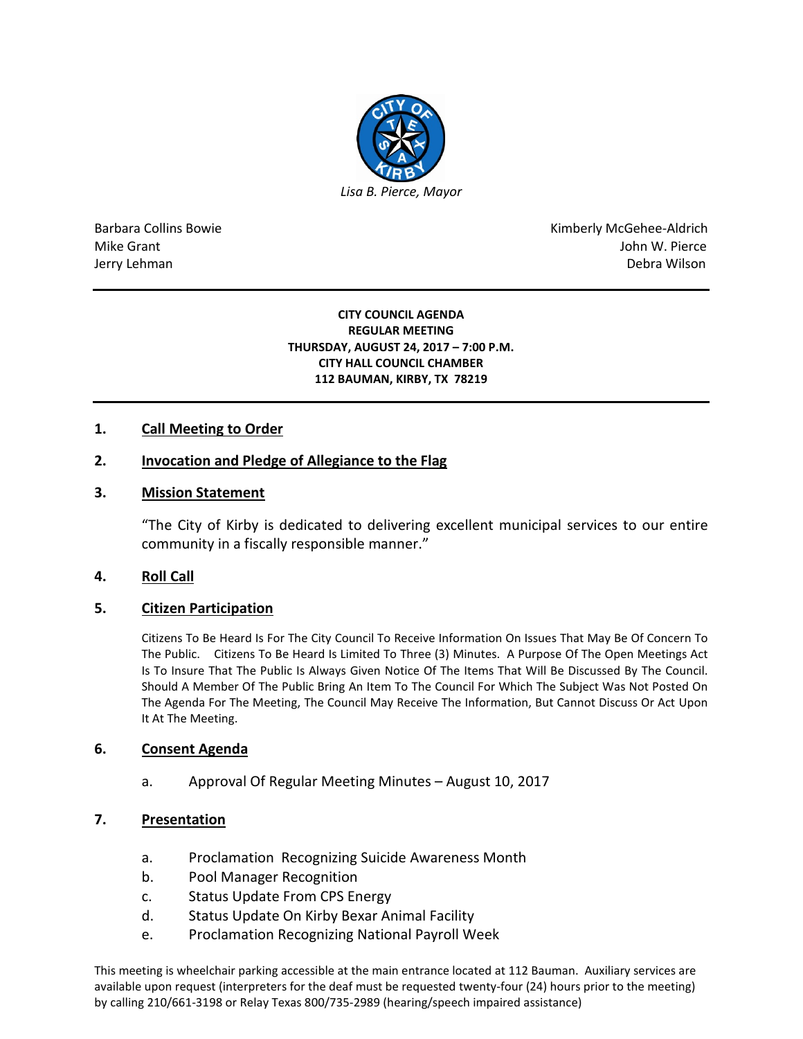*Lisa B. Pierce, Mayor*

Barbara Collins Bowie
Mike Grant
Jerry Lehman

Kimberly McGehee-Aldrich
John W. Pierce
Debra Wilson

---

**CITY COUNCIL AGENDA**
**REGULAR MEETING**
**THURSDAY, AUGUST 24, 2017 – 7:00 P.M.**
**CITY HALL COUNCIL CHAMBER**
**112 BAUMAN, KIRBY, TX 78219**

---

## 1. Call Meeting to Order

## 2. Invocation and Pledge of Allegiance to the Flag

## 3. Mission Statement

"The City of Kirby is dedicated to delivering excellent municipal services to our entire community in a fiscally responsible manner."

## 4. Roll Call

## 5. Citizen Participation

Citizens To Be Heard Is For The City Council To Receive Information On Issues That May Be Of Concern To The Public. Citizens To Be Heard Is Limited To Three (3) Minutes. A Purpose Of The Open Meetings Act Is To Insure That The Public Is Always Given Notice Of The Items That Will Be Discussed By The Council. Should A Member Of The Public Bring An Item To The Council For Which The Subject Was Not Posted On The Agenda For The Meeting, The Council May Receive The Information, But Cannot Discuss Or Act Upon It At The Meeting.

## 6. Consent Agenda

a. Approval Of Regular Meeting Minutes – August 10, 2017

## 7. Presentation

a. Proclamation Recognizing Suicide Awareness Month
b. Pool Manager Recognition
c. Status Update From CPS Energy
d. Status Update On Kirby Bexar Animal Facility
e. Proclamation Recognizing National Payroll Week

This meeting is wheelchair parking accessible at the main entrance located at 112 Bauman. Auxiliary services are available upon request (interpreters for the deaf must be requested twenty-four (24) hours prior to the meeting) by calling 210/661-3198 or Relay Texas 800/735-2989 (hearing/speech impaired assistance)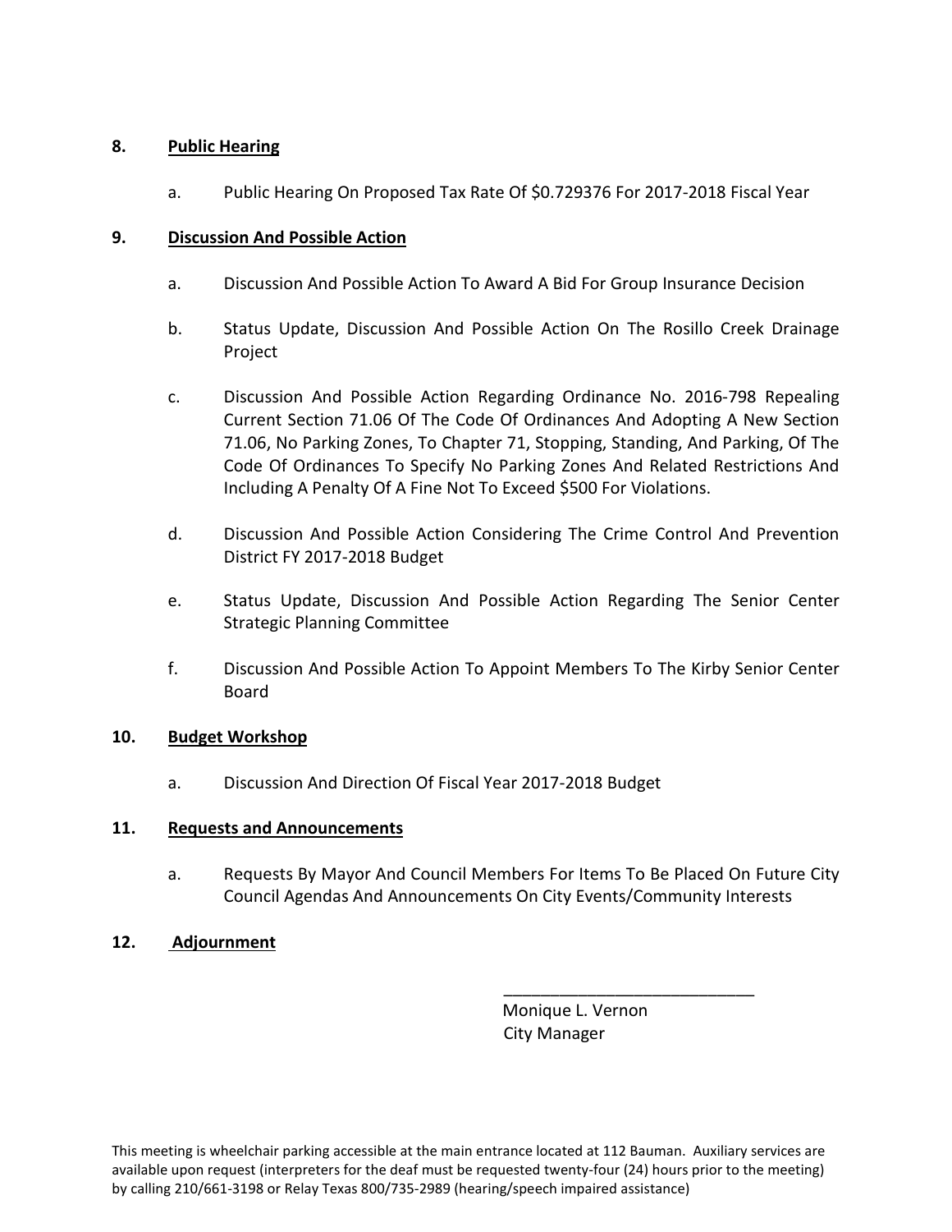8. **Public Hearing**

   a. Public Hearing On Proposed Tax Rate Of $0.729376 For 2017-2018 Fiscal Year

9. **Discussion And Possible Action**

   a. Discussion And Possible Action To Award A Bid For Group Insurance Decision

   b. Status Update, Discussion And Possible Action On The Rosillo Creek Drainage Project

   c. Discussion And Possible Action Regarding Ordinance No. 2016-798 Repealing Current Section 71.06 Of The Code Of Ordinances And Adopting A New Section 71.06, No Parking Zones, To Chapter 71, Stopping, Standing, And Parking, Of The Code Of Ordinances To Specify No Parking Zones And Related Restrictions And Including A Penalty Of A Fine Not To Exceed $500 For Violations.

   d. Discussion And Possible Action Considering The Crime Control And Prevention District FY 2017-2018 Budget

   e. Status Update, Discussion And Possible Action Regarding The Senior Center Strategic Planning Committee

   f. Discussion And Possible Action To Appoint Members To The Kirby Senior Center Board

10. **Budget Workshop**

    a. Discussion And Direction Of Fiscal Year 2017-2018 Budget

11. **Requests and Announcements**

    a. Requests By Mayor And Council Members For Items To Be Placed On Future City Council Agendas And Announcements On City Events/Community Interests

12. **Adjournment**

____________________________
Monique L. Vernon
City Manager

This meeting is wheelchair parking accessible at the main entrance located at 112 Bauman. Auxiliary services are available upon request (interpreters for the deaf must be requested twenty-four (24) hours prior to the meeting) by calling 210/661-3198 or Relay Texas 800/735-2989 (hearing/speech impaired assistance)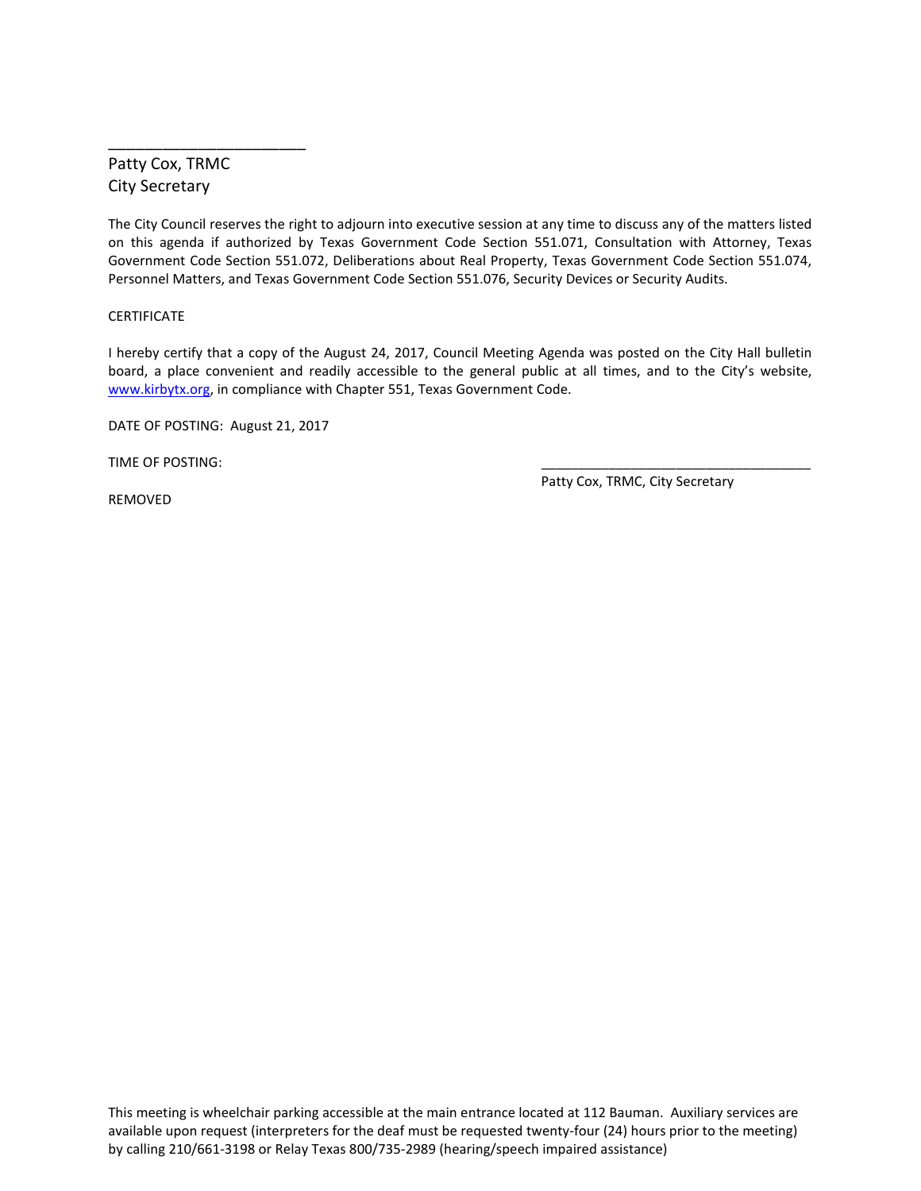\_\_\_\_\_\_\_\_\_\_\_\_\_\_\_\_\_\_\_\_\_\_\_\_

Patty Cox, TRMC
City Secretary

The City Council reserves the right to adjourn into executive session at any time to discuss any of the matters listed on this agenda if authorized by Texas Government Code Section 551.071, Consultation with Attorney, Texas Government Code Section 551.072, Deliberations about Real Property, Texas Government Code Section 551.074, Personnel Matters, and Texas Government Code Section 551.076, Security Devices or Security Audits.

CERTIFICATE

I hereby certify that a copy of the August 24, 2017, Council Meeting Agenda was posted on the City Hall bulletin board, a place convenient and readily accessible to the general public at all times, and to the City's website, [www.kirbytx.org](http://www.kirbytx.org), in compliance with Chapter 551, Texas Government Code.

DATE OF POSTING: August 21, 2017

TIME OF POSTING:

\_\_\_\_\_\_\_\_\_\_\_\_\_\_\_\_\_\_\_\_\_\_\_\_\_\_\_\_\_\_\_\_\_\_\_\_

Patty Cox, TRMC, City Secretary

REMOVED

This meeting is wheelchair parking accessible at the main entrance located at 112 Bauman. Auxiliary services are available upon request (interpreters for the deaf must be requested twenty-four (24) hours prior to the meeting) by calling 210/661-3198 or Relay Texas 800/735-2989 (hearing/speech impaired assistance)